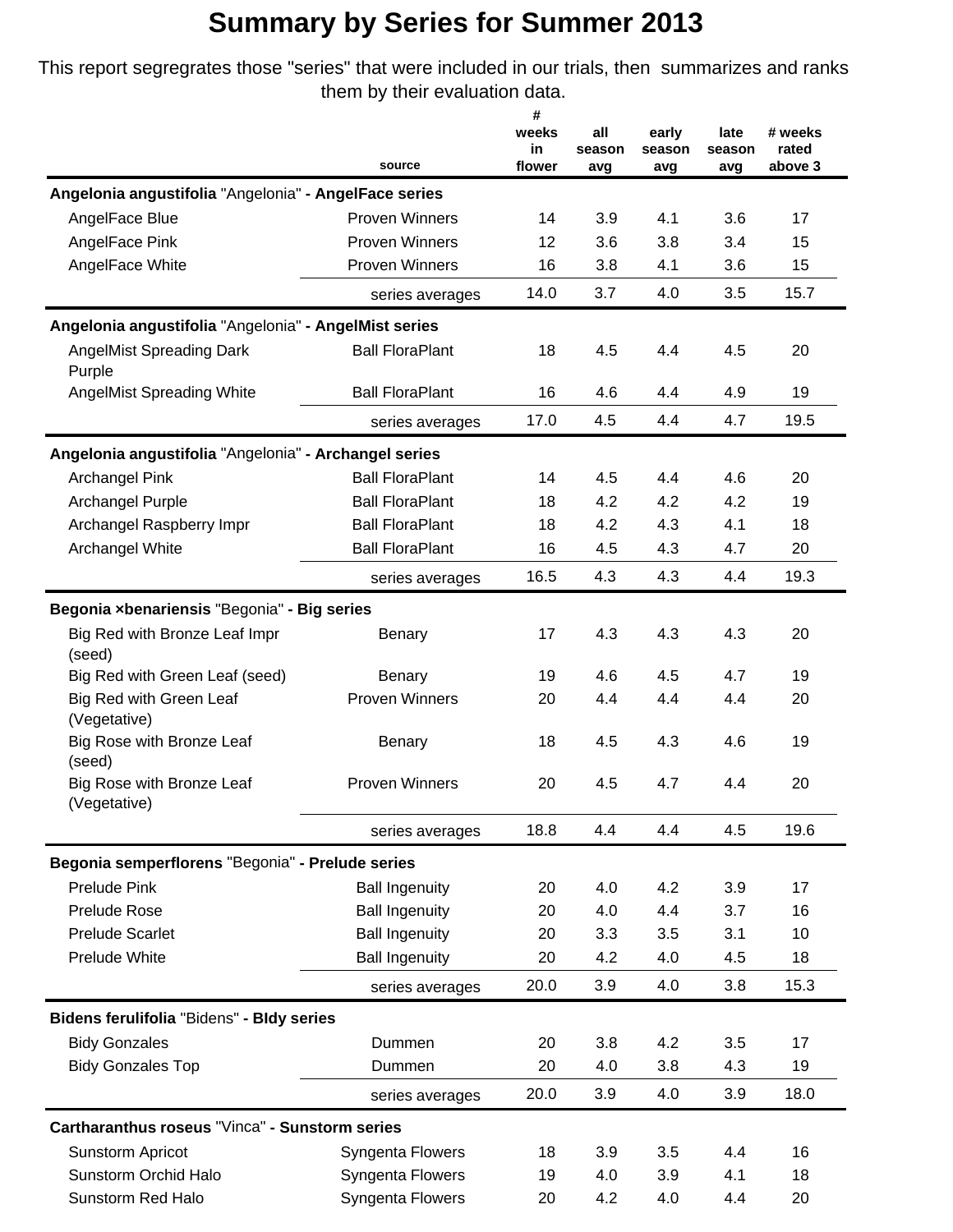# Summary by Series for Summer 2013

This report segregrates those "series" that were included in our trials, then summarizes and ranks them by their evaluation data.

| | source | # weeks in flower | all season avg | early season avg | late season avg | # weeks rated above 3 |
|---|---|---|---|---|---|---|
| **Angelonia angustifolia** "Angelonia" **- AngelFace series** | | | | | | |
| AngelFace Blue | Proven Winners | 14 | 3.9 | 4.1 | 3.6 | 17 |
| AngelFace Pink | Proven Winners | 12 | 3.6 | 3.8 | 3.4 | 15 |
| AngelFace White | Proven Winners | 16 | 3.8 | 4.1 | 3.6 | 15 |
| | series averages | 14.0 | 3.7 | 4.0 | 3.5 | 15.7 |
| **Angelonia angustifolia** "Angelonia" **- AngelMist series** | | | | | | |
| AngelMist Spreading Dark Purple | Ball FloraPlant | 18 | 4.5 | 4.4 | 4.5 | 20 |
| AngelMist Spreading White | Ball FloraPlant | 16 | 4.6 | 4.4 | 4.9 | 19 |
| | series averages | 17.0 | 4.5 | 4.4 | 4.7 | 19.5 |
| **Angelonia angustifolia** "Angelonia" **- Archangel series** | | | | | | |
| Archangel Pink | Ball FloraPlant | 14 | 4.5 | 4.4 | 4.6 | 20 |
| Archangel Purple | Ball FloraPlant | 18 | 4.2 | 4.2 | 4.2 | 19 |
| Archangel Raspberry Impr | Ball FloraPlant | 18 | 4.2 | 4.3 | 4.1 | 18 |
| Archangel White | Ball FloraPlant | 16 | 4.5 | 4.3 | 4.7 | 20 |
| | series averages | 16.5 | 4.3 | 4.3 | 4.4 | 19.3 |
| **Begonia ×benariensis** "Begonia" **- Big series** | | | | | | |
| Big Red with Bronze Leaf Impr (seed) | Benary | 17 | 4.3 | 4.3 | 4.3 | 20 |
| Big Red with Green Leaf (seed) | Benary | 19 | 4.6 | 4.5 | 4.7 | 19 |
| Big Red with Green Leaf (Vegetative) | Proven Winners | 20 | 4.4 | 4.4 | 4.4 | 20 |
| Big Rose with Bronze Leaf (seed) | Benary | 18 | 4.5 | 4.3 | 4.6 | 19 |
| Big Rose with Bronze Leaf (Vegetative) | Proven Winners | 20 | 4.5 | 4.7 | 4.4 | 20 |
| | series averages | 18.8 | 4.4 | 4.4 | 4.5 | 19.6 |
| **Begonia semperflorens** "Begonia" **- Prelude series** | | | | | | |
| Prelude Pink | Ball Ingenuity | 20 | 4.0 | 4.2 | 3.9 | 17 |
| Prelude Rose | Ball Ingenuity | 20 | 4.0 | 4.4 | 3.7 | 16 |
| Prelude Scarlet | Ball Ingenuity | 20 | 3.3 | 3.5 | 3.1 | 10 |
| Prelude White | Ball Ingenuity | 20 | 4.2 | 4.0 | 4.5 | 18 |
| | series averages | 20.0 | 3.9 | 4.0 | 3.8 | 15.3 |
| **Bidens ferulifolia** "Bidens" **- BIdy series** | | | | | | |
| Bidy Gonzales | Dummen | 20 | 3.8 | 4.2 | 3.5 | 17 |
| Bidy Gonzales Top | Dummen | 20 | 4.0 | 3.8 | 4.3 | 19 |
| | series averages | 20.0 | 3.9 | 4.0 | 3.9 | 18.0 |
| **Cartharanthus roseus** "Vinca" **- Sunstorm series** | | | | | | |
| Sunstorm Apricot | Syngenta Flowers | 18 | 3.9 | 3.5 | 4.4 | 16 |
| Sunstorm Orchid Halo | Syngenta Flowers | 19 | 4.0 | 3.9 | 4.1 | 18 |
| Sunstorm Red Halo | Syngenta Flowers | 20 | 4.2 | 4.0 | 4.4 | 20 |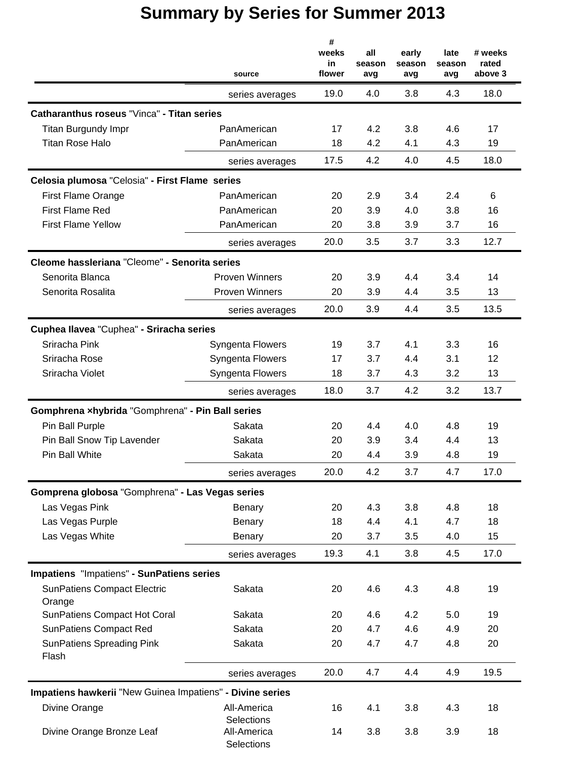# Summary by Series for Summer 2013

| | source | # weeks in flower | all season avg | early season avg | late season avg | # weeks rated above 3 |
|---|---|---|---|---|---|---|
| | series averages | 19.0 | 4.0 | 3.8 | 4.3 | 18.0 |
| **Catharanthus roseus** "Vinca" **- Titan series** | | | | | | |
| Titan Burgundy Impr | PanAmerican | 17 | 4.2 | 3.8 | 4.6 | 17 |
| Titan Rose Halo | PanAmerican | 18 | 4.2 | 4.1 | 4.3 | 19 |
| | series averages | 17.5 | 4.2 | 4.0 | 4.5 | 18.0 |
| **Celosia plumosa** "Celosia" **- First Flame series** | | | | | | |
| First Flame Orange | PanAmerican | 20 | 2.9 | 3.4 | 2.4 | 6 |
| First Flame Red | PanAmerican | 20 | 3.9 | 4.0 | 3.8 | 16 |
| First Flame Yellow | PanAmerican | 20 | 3.8 | 3.9 | 3.7 | 16 |
| | series averages | 20.0 | 3.5 | 3.7 | 3.3 | 12.7 |
| **Cleome hassleriana** "Cleome" **- Senorita series** | | | | | | |
| Senorita Blanca | Proven Winners | 20 | 3.9 | 4.4 | 3.4 | 14 |
| Senorita Rosalita | Proven Winners | 20 | 3.9 | 4.4 | 3.5 | 13 |
| | series averages | 20.0 | 3.9 | 4.4 | 3.5 | 13.5 |
| **Cuphea llavea** "Cuphea" **- Sriracha series** | | | | | | |
| Sriracha Pink | Syngenta Flowers | 19 | 3.7 | 4.1 | 3.3 | 16 |
| Sriracha Rose | Syngenta Flowers | 17 | 3.7 | 4.4 | 3.1 | 12 |
| Sriracha Violet | Syngenta Flowers | 18 | 3.7 | 4.3 | 3.2 | 13 |
| | series averages | 18.0 | 3.7 | 4.2 | 3.2 | 13.7 |
| **Gomphrena ×hybrida** "Gomphrena" **- Pin Ball series** | | | | | | |
| Pin Ball Purple | Sakata | 20 | 4.4 | 4.0 | 4.8 | 19 |
| Pin Ball Snow Tip Lavender | Sakata | 20 | 3.9 | 3.4 | 4.4 | 13 |
| Pin Ball White | Sakata | 20 | 4.4 | 3.9 | 4.8 | 19 |
| | series averages | 20.0 | 4.2 | 3.7 | 4.7 | 17.0 |
| **Gomprena globosa** "Gomphrena" **- Las Vegas series** | | | | | | |
| Las Vegas Pink | Benary | 20 | 4.3 | 3.8 | 4.8 | 18 |
| Las Vegas Purple | Benary | 18 | 4.4 | 4.1 | 4.7 | 18 |
| Las Vegas White | Benary | 20 | 3.7 | 3.5 | 4.0 | 15 |
| | series averages | 19.3 | 4.1 | 3.8 | 4.5 | 17.0 |
| **Impatiens** "Impatiens" **- SunPatiens series** | | | | | | |
| SunPatiens Compact Electric Orange | Sakata | 20 | 4.6 | 4.3 | 4.8 | 19 |
| SunPatiens Compact Hot Coral | Sakata | 20 | 4.6 | 4.2 | 5.0 | 19 |
| SunPatiens Compact Red | Sakata | 20 | 4.7 | 4.6 | 4.9 | 20 |
| SunPatiens Spreading Pink Flash | Sakata | 20 | 4.7 | 4.7 | 4.8 | 20 |
| | series averages | 20.0 | 4.7 | 4.4 | 4.9 | 19.5 |
| **Impatiens hawkerii** "New Guinea Impatiens" **- Divine series** | | | | | | |
| Divine Orange | All-America Selections | 16 | 4.1 | 3.8 | 4.3 | 18 |
| Divine Orange Bronze Leaf | All-America Selections | 14 | 3.8 | 3.8 | 3.9 | 18 |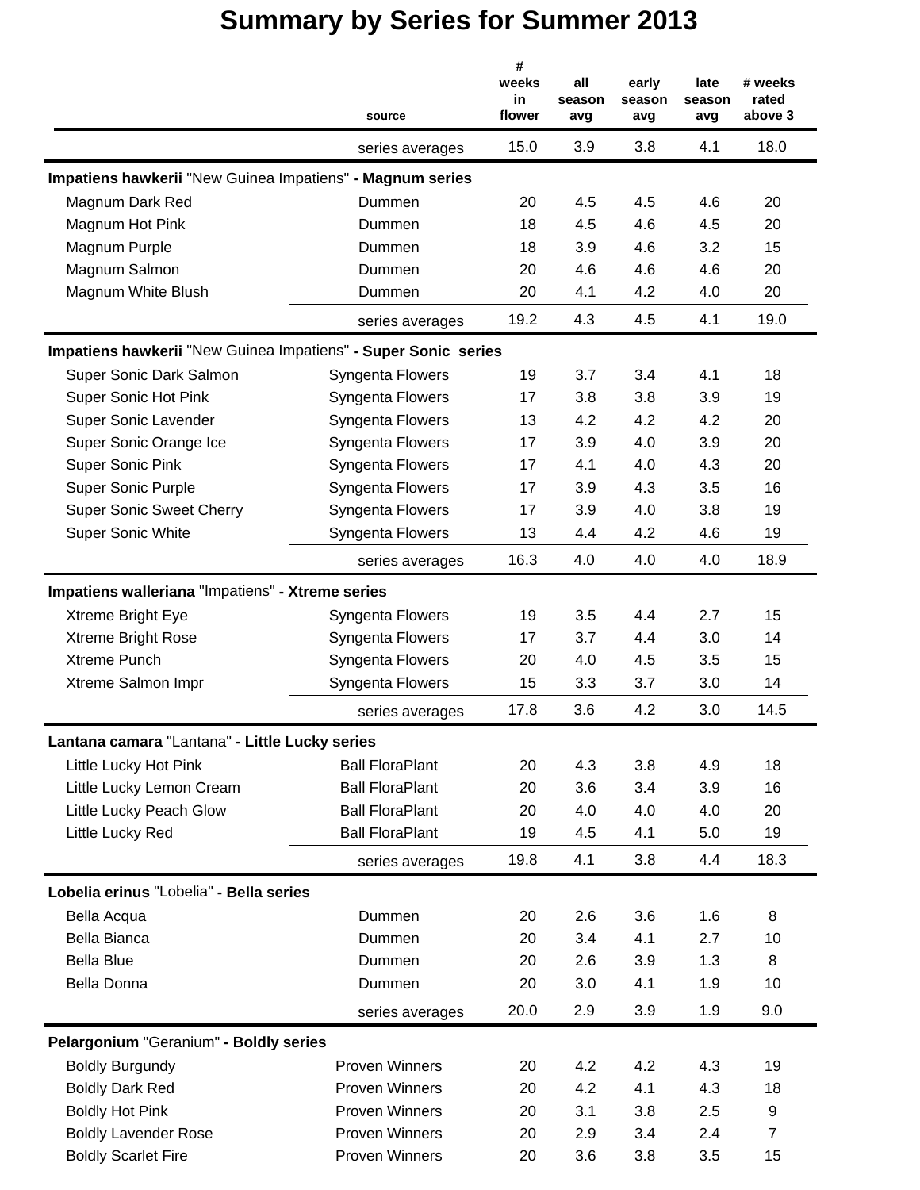# Summary by Series for Summer 2013

| | source | # weeks in flower | all season avg | early season avg | late season avg | # weeks rated above 3 |
|---|---|---|---|---|---|---|
| | series averages | 15.0 | 3.9 | 3.8 | 4.1 | 18.0 |
| **Impatiens hawkerii** "New Guinea Impatiens" **- Magnum series** | | | | | | |
| Magnum Dark Red | Dummen | 20 | 4.5 | 4.5 | 4.6 | 20 |
| Magnum Hot Pink | Dummen | 18 | 4.5 | 4.6 | 4.5 | 20 |
| Magnum Purple | Dummen | 18 | 3.9 | 4.6 | 3.2 | 15 |
| Magnum Salmon | Dummen | 20 | 4.6 | 4.6 | 4.6 | 20 |
| Magnum White Blush | Dummen | 20 | 4.1 | 4.2 | 4.0 | 20 |
| | series averages | 19.2 | 4.3 | 4.5 | 4.1 | 19.0 |
| **Impatiens hawkerii** "New Guinea Impatiens" **- Super Sonic series** | | | | | | |
| Super Sonic Dark Salmon | Syngenta Flowers | 19 | 3.7 | 3.4 | 4.1 | 18 |
| Super Sonic Hot Pink | Syngenta Flowers | 17 | 3.8 | 3.8 | 3.9 | 19 |
| Super Sonic Lavender | Syngenta Flowers | 13 | 4.2 | 4.2 | 4.2 | 20 |
| Super Sonic Orange Ice | Syngenta Flowers | 17 | 3.9 | 4.0 | 3.9 | 20 |
| Super Sonic Pink | Syngenta Flowers | 17 | 4.1 | 4.0 | 4.3 | 20 |
| Super Sonic Purple | Syngenta Flowers | 17 | 3.9 | 4.3 | 3.5 | 16 |
| Super Sonic Sweet Cherry | Syngenta Flowers | 17 | 3.9 | 4.0 | 3.8 | 19 |
| Super Sonic White | Syngenta Flowers | 13 | 4.4 | 4.2 | 4.6 | 19 |
| | series averages | 16.3 | 4.0 | 4.0 | 4.0 | 18.9 |
| **Impatiens walleriana** "Impatiens" **- Xtreme series** | | | | | | |
| Xtreme Bright Eye | Syngenta Flowers | 19 | 3.5 | 4.4 | 2.7 | 15 |
| Xtreme Bright Rose | Syngenta Flowers | 17 | 3.7 | 4.4 | 3.0 | 14 |
| Xtreme Punch | Syngenta Flowers | 20 | 4.0 | 4.5 | 3.5 | 15 |
| Xtreme Salmon Impr | Syngenta Flowers | 15 | 3.3 | 3.7 | 3.0 | 14 |
| | series averages | 17.8 | 3.6 | 4.2 | 3.0 | 14.5 |
| **Lantana camara** "Lantana" **- Little Lucky series** | | | | | | |
| Little Lucky Hot Pink | Ball FloraPlant | 20 | 4.3 | 3.8 | 4.9 | 18 |
| Little Lucky Lemon Cream | Ball FloraPlant | 20 | 3.6 | 3.4 | 3.9 | 16 |
| Little Lucky Peach Glow | Ball FloraPlant | 20 | 4.0 | 4.0 | 4.0 | 20 |
| Little Lucky Red | Ball FloraPlant | 19 | 4.5 | 4.1 | 5.0 | 19 |
| | series averages | 19.8 | 4.1 | 3.8 | 4.4 | 18.3 |
| **Lobelia erinus** "Lobelia" **- Bella series** | | | | | | |
| Bella Acqua | Dummen | 20 | 2.6 | 3.6 | 1.6 | 8 |
| Bella Bianca | Dummen | 20 | 3.4 | 4.1 | 2.7 | 10 |
| Bella Blue | Dummen | 20 | 2.6 | 3.9 | 1.3 | 8 |
| Bella Donna | Dummen | 20 | 3.0 | 4.1 | 1.9 | 10 |
| | series averages | 20.0 | 2.9 | 3.9 | 1.9 | 9.0 |
| **Pelargonium** "Geranium" **- Boldly series** | | | | | | |
| Boldly Burgundy | Proven Winners | 20 | 4.2 | 4.2 | 4.3 | 19 |
| Boldly Dark Red | Proven Winners | 20 | 4.2 | 4.1 | 4.3 | 18 |
| Boldly Hot Pink | Proven Winners | 20 | 3.1 | 3.8 | 2.5 | 9 |
| Boldly Lavender Rose | Proven Winners | 20 | 2.9 | 3.4 | 2.4 | 7 |
| Boldly Scarlet Fire | Proven Winners | 20 | 3.6 | 3.8 | 3.5 | 15 |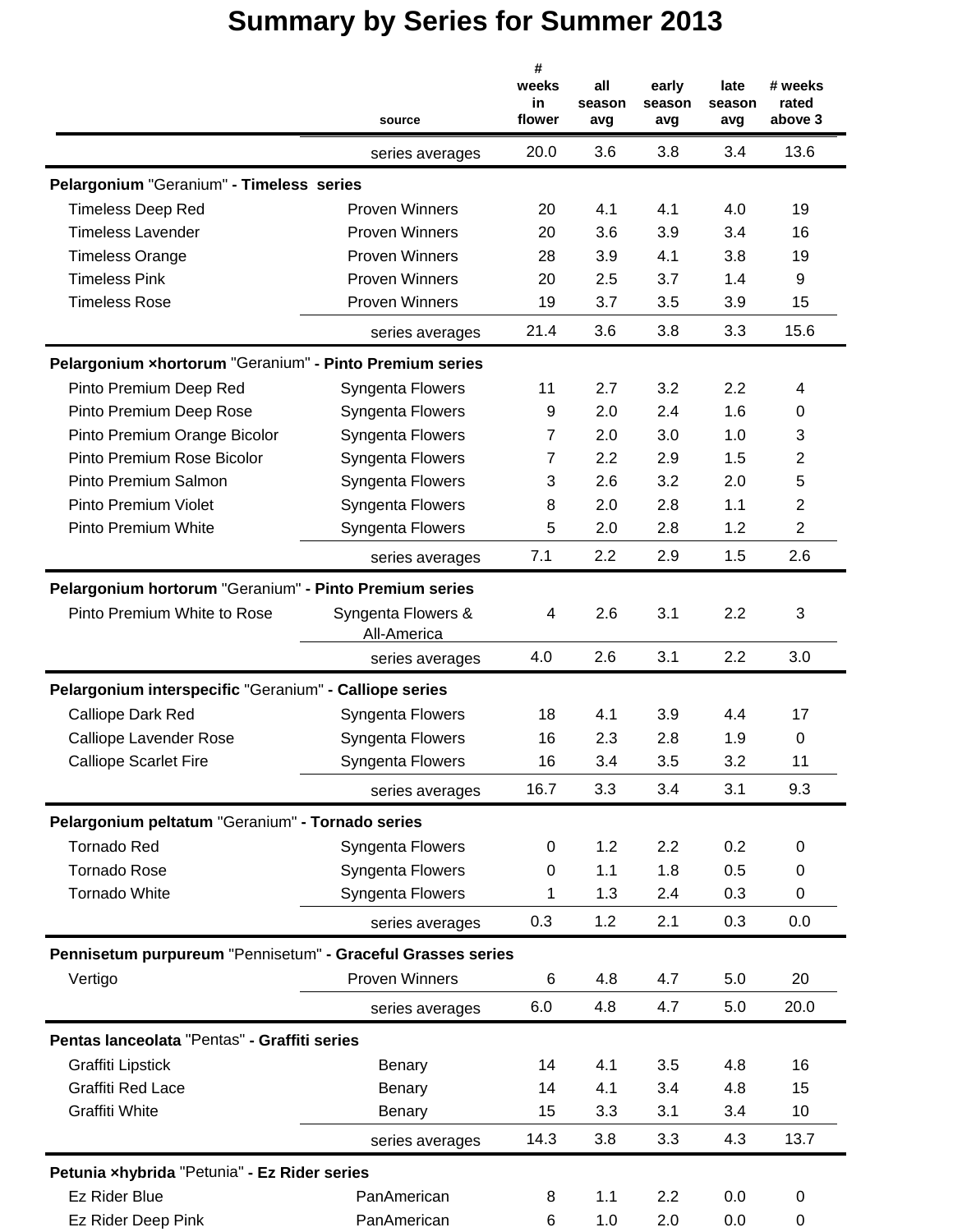# Summary by Series for Summer 2013

| | source | # weeks in flower | all season avg | early season avg | late season avg | # weeks rated above 3 |
|---|---|---|---|---|---|---|
| | series averages | 20.0 | 3.6 | 3.8 | 3.4 | 13.6 |
| **Pelargonium** "Geranium" **- Timeless series** | | | | | | |
| Timeless Deep Red | Proven Winners | 20 | 4.1 | 4.1 | 4.0 | 19 |
| Timeless Lavender | Proven Winners | 20 | 3.6 | 3.9 | 3.4 | 16 |
| Timeless Orange | Proven Winners | 28 | 3.9 | 4.1 | 3.8 | 19 |
| Timeless Pink | Proven Winners | 20 | 2.5 | 3.7 | 1.4 | 9 |
| Timeless Rose | Proven Winners | 19 | 3.7 | 3.5 | 3.9 | 15 |
| | series averages | 21.4 | 3.6 | 3.8 | 3.3 | 15.6 |
| **Pelargonium ×hortorum** "Geranium" **- Pinto Premium series** | | | | | | |
| Pinto Premium Deep Red | Syngenta Flowers | 11 | 2.7 | 3.2 | 2.2 | 4 |
| Pinto Premium Deep Rose | Syngenta Flowers | 9 | 2.0 | 2.4 | 1.6 | 0 |
| Pinto Premium Orange Bicolor | Syngenta Flowers | 7 | 2.0 | 3.0 | 1.0 | 3 |
| Pinto Premium Rose Bicolor | Syngenta Flowers | 7 | 2.2 | 2.9 | 1.5 | 2 |
| Pinto Premium Salmon | Syngenta Flowers | 3 | 2.6 | 3.2 | 2.0 | 5 |
| Pinto Premium Violet | Syngenta Flowers | 8 | 2.0 | 2.8 | 1.1 | 2 |
| Pinto Premium White | Syngenta Flowers | 5 | 2.0 | 2.8 | 1.2 | 2 |
| | series averages | 7.1 | 2.2 | 2.9 | 1.5 | 2.6 |
| **Pelargonium hortorum** "Geranium" **- Pinto Premium series** | | | | | | |
| Pinto Premium White to Rose | Syngenta Flowers & All-America | 4 | 2.6 | 3.1 | 2.2 | 3 |
| | series averages | 4.0 | 2.6 | 3.1 | 2.2 | 3.0 |
| **Pelargonium interspecific** "Geranium" **- Calliope series** | | | | | | |
| Calliope Dark Red | Syngenta Flowers | 18 | 4.1 | 3.9 | 4.4 | 17 |
| Calliope Lavender Rose | Syngenta Flowers | 16 | 2.3 | 2.8 | 1.9 | 0 |
| Calliope Scarlet Fire | Syngenta Flowers | 16 | 3.4 | 3.5 | 3.2 | 11 |
| | series averages | 16.7 | 3.3 | 3.4 | 3.1 | 9.3 |
| **Pelargonium peltatum** "Geranium" **- Tornado series** | | | | | | |
| Tornado Red | Syngenta Flowers | 0 | 1.2 | 2.2 | 0.2 | 0 |
| Tornado Rose | Syngenta Flowers | 0 | 1.1 | 1.8 | 0.5 | 0 |
| Tornado White | Syngenta Flowers | 1 | 1.3 | 2.4 | 0.3 | 0 |
| | series averages | 0.3 | 1.2 | 2.1 | 0.3 | 0.0 |
| **Pennisetum purpureum** "Pennisetum" **- Graceful Grasses series** | | | | | | |
| Vertigo | Proven Winners | 6 | 4.8 | 4.7 | 5.0 | 20 |
| | series averages | 6.0 | 4.8 | 4.7 | 5.0 | 20.0 |
| **Pentas lanceolata** "Pentas" **- Graffiti series** | | | | | | |
| Graffiti Lipstick | Benary | 14 | 4.1 | 3.5 | 4.8 | 16 |
| Graffiti Red Lace | Benary | 14 | 4.1 | 3.4 | 4.8 | 15 |
| Graffiti White | Benary | 15 | 3.3 | 3.1 | 3.4 | 10 |
| | series averages | 14.3 | 3.8 | 3.3 | 4.3 | 13.7 |
| **Petunia ×hybrida** "Petunia" **- Ez Rider series** | | | | | | |
| Ez Rider Blue | PanAmerican | 8 | 1.1 | 2.2 | 0.0 | 0 |
| Ez Rider Deep Pink | PanAmerican | 6 | 1.0 | 2.0 | 0.0 | 0 |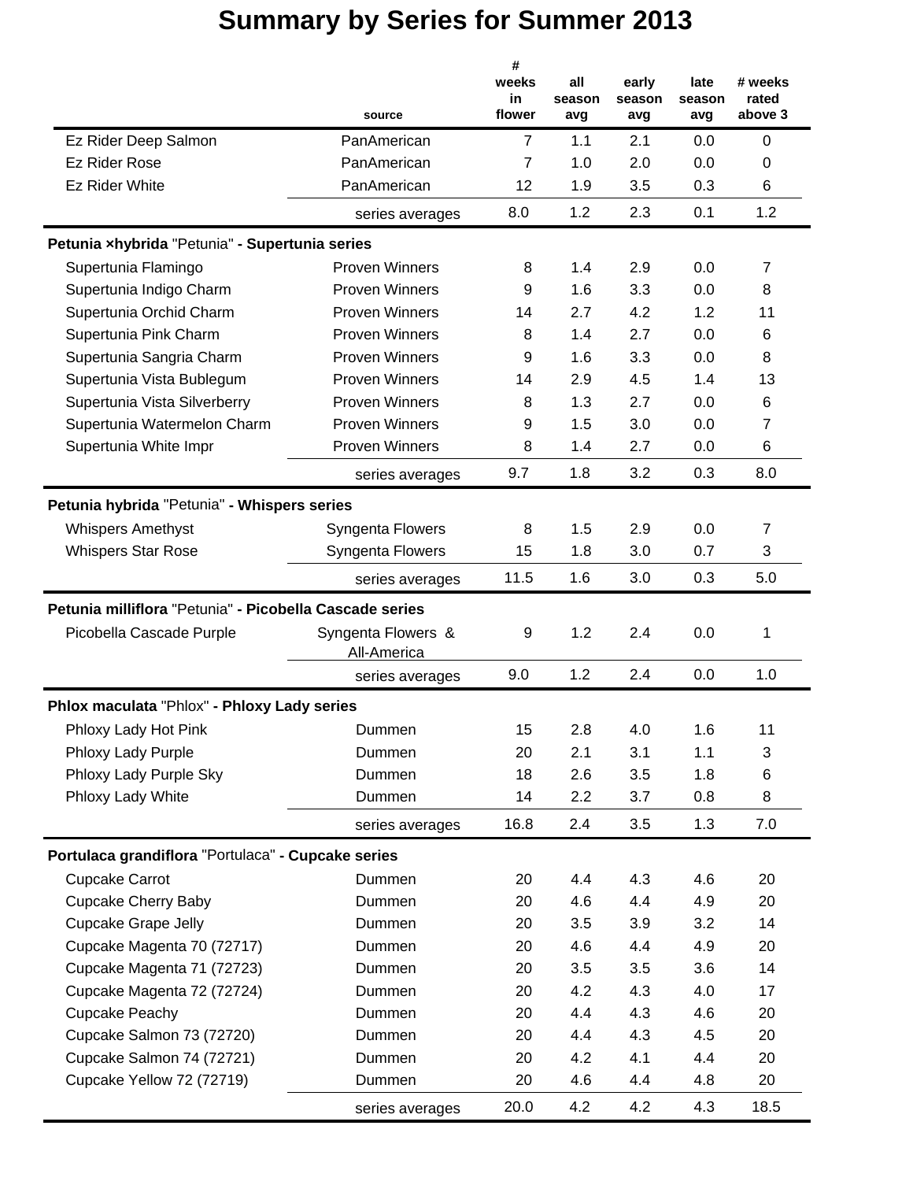# Summary by Series for Summer 2013

| | source | # weeks in flower | all season avg | early season avg | late season avg | # weeks rated above 3 |
|---|---|---|---|---|---|---|
| Ez Rider Deep Salmon | PanAmerican | 7 | 1.1 | 2.1 | 0.0 | 0 |
| Ez Rider Rose | PanAmerican | 7 | 1.0 | 2.0 | 0.0 | 0 |
| Ez Rider White | PanAmerican | 12 | 1.9 | 3.5 | 0.3 | 6 |
| | series averages | 8.0 | 1.2 | 2.3 | 0.1 | 1.2 |
| **Petunia ×hybrida** "Petunia" **- Supertunia series** | | | | | | |
| Supertunia Flamingo | Proven Winners | 8 | 1.4 | 2.9 | 0.0 | 7 |
| Supertunia Indigo Charm | Proven Winners | 9 | 1.6 | 3.3 | 0.0 | 8 |
| Supertunia Orchid Charm | Proven Winners | 14 | 2.7 | 4.2 | 1.2 | 11 |
| Supertunia Pink Charm | Proven Winners | 8 | 1.4 | 2.7 | 0.0 | 6 |
| Supertunia Sangria Charm | Proven Winners | 9 | 1.6 | 3.3 | 0.0 | 8 |
| Supertunia Vista Bublegum | Proven Winners | 14 | 2.9 | 4.5 | 1.4 | 13 |
| Supertunia Vista Silverberry | Proven Winners | 8 | 1.3 | 2.7 | 0.0 | 6 |
| Supertunia Watermelon Charm | Proven Winners | 9 | 1.5 | 3.0 | 0.0 | 7 |
| Supertunia White Impr | Proven Winners | 8 | 1.4 | 2.7 | 0.0 | 6 |
| | series averages | 9.7 | 1.8 | 3.2 | 0.3 | 8.0 |
| **Petunia hybrida** "Petunia" **- Whispers series** | | | | | | |
| Whispers Amethyst | Syngenta Flowers | 8 | 1.5 | 2.9 | 0.0 | 7 |
| Whispers Star Rose | Syngenta Flowers | 15 | 1.8 | 3.0 | 0.7 | 3 |
| | series averages | 11.5 | 1.6 | 3.0 | 0.3 | 5.0 |
| **Petunia milliflora** "Petunia" **- Picobella Cascade series** | | | | | | |
| Picobella Cascade Purple | Syngenta Flowers & All-America | 9 | 1.2 | 2.4 | 0.0 | 1 |
| | series averages | 9.0 | 1.2 | 2.4 | 0.0 | 1.0 |
| **Phlox maculata** "Phlox" **- Phloxy Lady series** | | | | | | |
| Phloxy Lady Hot Pink | Dummen | 15 | 2.8 | 4.0 | 1.6 | 11 |
| Phloxy Lady Purple | Dummen | 20 | 2.1 | 3.1 | 1.1 | 3 |
| Phloxy Lady Purple Sky | Dummen | 18 | 2.6 | 3.5 | 1.8 | 6 |
| Phloxy Lady White | Dummen | 14 | 2.2 | 3.7 | 0.8 | 8 |
| | series averages | 16.8 | 2.4 | 3.5 | 1.3 | 7.0 |
| **Portulaca grandiflora** "Portulaca" **- Cupcake series** | | | | | | |
| Cupcake Carrot | Dummen | 20 | 4.4 | 4.3 | 4.6 | 20 |
| Cupcake Cherry Baby | Dummen | 20 | 4.6 | 4.4 | 4.9 | 20 |
| Cupcake Grape Jelly | Dummen | 20 | 3.5 | 3.9 | 3.2 | 14 |
| Cupcake Magenta 70 (72717) | Dummen | 20 | 4.6 | 4.4 | 4.9 | 20 |
| Cupcake Magenta 71 (72723) | Dummen | 20 | 3.5 | 3.5 | 3.6 | 14 |
| Cupcake Magenta 72 (72724) | Dummen | 20 | 4.2 | 4.3 | 4.0 | 17 |
| Cupcake Peachy | Dummen | 20 | 4.4 | 4.3 | 4.6 | 20 |
| Cupcake Salmon 73 (72720) | Dummen | 20 | 4.4 | 4.3 | 4.5 | 20 |
| Cupcake Salmon 74 (72721) | Dummen | 20 | 4.2 | 4.1 | 4.4 | 20 |
| Cupcake Yellow 72 (72719) | Dummen | 20 | 4.6 | 4.4 | 4.8 | 20 |
| | series averages | 20.0 | 4.2 | 4.2 | 4.3 | 18.5 |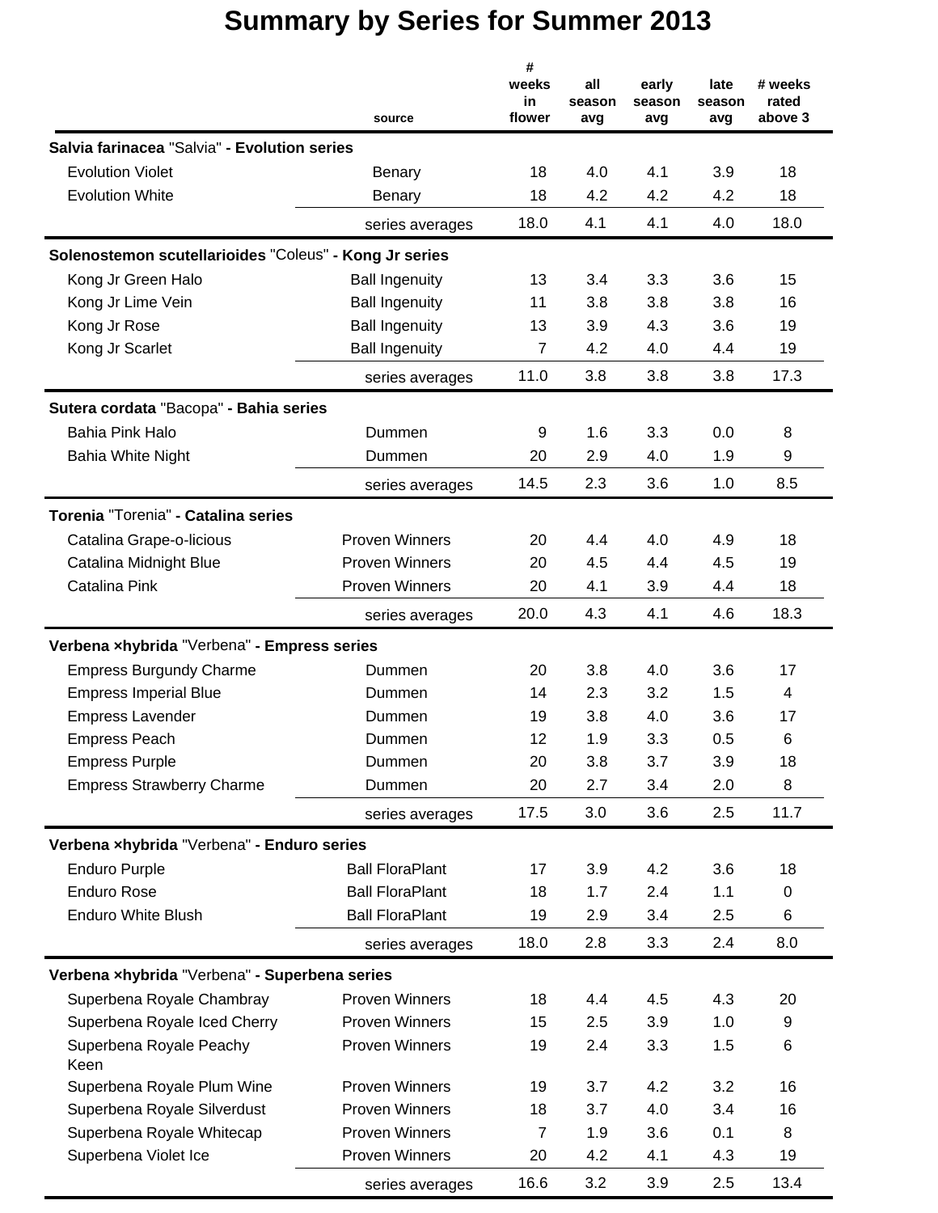# Summary by Series for Summer 2013

| | source | # weeks in flower | all season avg | early season avg | late season avg | # weeks rated above 3 |
|---|---|---|---|---|---|---|
| **Salvia farinacea** "Salvia" **- Evolution series** | | | | | | |
| Evolution Violet | Benary | 18 | 4.0 | 4.1 | 3.9 | 18 |
| Evolution White | Benary | 18 | 4.2 | 4.2 | 4.2 | 18 |
| | series averages | 18.0 | 4.1 | 4.1 | 4.0 | 18.0 |
| **Solenostemon scutellarioides** "Coleus" **- Kong Jr series** | | | | | | |
| Kong Jr Green Halo | Ball Ingenuity | 13 | 3.4 | 3.3 | 3.6 | 15 |
| Kong Jr Lime Vein | Ball Ingenuity | 11 | 3.8 | 3.8 | 3.8 | 16 |
| Kong Jr Rose | Ball Ingenuity | 13 | 3.9 | 4.3 | 3.6 | 19 |
| Kong Jr Scarlet | Ball Ingenuity | 7 | 4.2 | 4.0 | 4.4 | 19 |
| | series averages | 11.0 | 3.8 | 3.8 | 3.8 | 17.3 |
| **Sutera cordata** "Bacopa" **- Bahia series** | | | | | | |
| Bahia Pink Halo | Dummen | 9 | 1.6 | 3.3 | 0.0 | 8 |
| Bahia White Night | Dummen | 20 | 2.9 | 4.0 | 1.9 | 9 |
| | series averages | 14.5 | 2.3 | 3.6 | 1.0 | 8.5 |
| **Torenia** "Torenia" **- Catalina series** | | | | | | |
| Catalina Grape-o-licious | Proven Winners | 20 | 4.4 | 4.0 | 4.9 | 18 |
| Catalina Midnight Blue | Proven Winners | 20 | 4.5 | 4.4 | 4.5 | 19 |
| Catalina Pink | Proven Winners | 20 | 4.1 | 3.9 | 4.4 | 18 |
| | series averages | 20.0 | 4.3 | 4.1 | 4.6 | 18.3 |
| **Verbena ×hybrida** "Verbena" **- Empress series** | | | | | | |
| Empress Burgundy Charme | Dummen | 20 | 3.8 | 4.0 | 3.6 | 17 |
| Empress Imperial Blue | Dummen | 14 | 2.3 | 3.2 | 1.5 | 4 |
| Empress Lavender | Dummen | 19 | 3.8 | 4.0 | 3.6 | 17 |
| Empress Peach | Dummen | 12 | 1.9 | 3.3 | 0.5 | 6 |
| Empress Purple | Dummen | 20 | 3.8 | 3.7 | 3.9 | 18 |
| Empress Strawberry Charme | Dummen | 20 | 2.7 | 3.4 | 2.0 | 8 |
| | series averages | 17.5 | 3.0 | 3.6 | 2.5 | 11.7 |
| **Verbena ×hybrida** "Verbena" **- Enduro series** | | | | | | |
| Enduro Purple | Ball FloraPlant | 17 | 3.9 | 4.2 | 3.6 | 18 |
| Enduro Rose | Ball FloraPlant | 18 | 1.7 | 2.4 | 1.1 | 0 |
| Enduro White Blush | Ball FloraPlant | 19 | 2.9 | 3.4 | 2.5 | 6 |
| | series averages | 18.0 | 2.8 | 3.3 | 2.4 | 8.0 |
| **Verbena ×hybrida** "Verbena" **- Superbena series** | | | | | | |
| Superbena Royale Chambray | Proven Winners | 18 | 4.4 | 4.5 | 4.3 | 20 |
| Superbena Royale Iced Cherry | Proven Winners | 15 | 2.5 | 3.9 | 1.0 | 9 |
| Superbena Royale Peachy Keen | Proven Winners | 19 | 2.4 | 3.3 | 1.5 | 6 |
| Superbena Royale Plum Wine | Proven Winners | 19 | 3.7 | 4.2 | 3.2 | 16 |
| Superbena Royale Silverdust | Proven Winners | 18 | 3.7 | 4.0 | 3.4 | 16 |
| Superbena Royale Whitecap | Proven Winners | 7 | 1.9 | 3.6 | 0.1 | 8 |
| Superbena Violet Ice | Proven Winners | 20 | 4.2 | 4.1 | 4.3 | 19 |
| | series averages | 16.6 | 3.2 | 3.9 | 2.5 | 13.4 |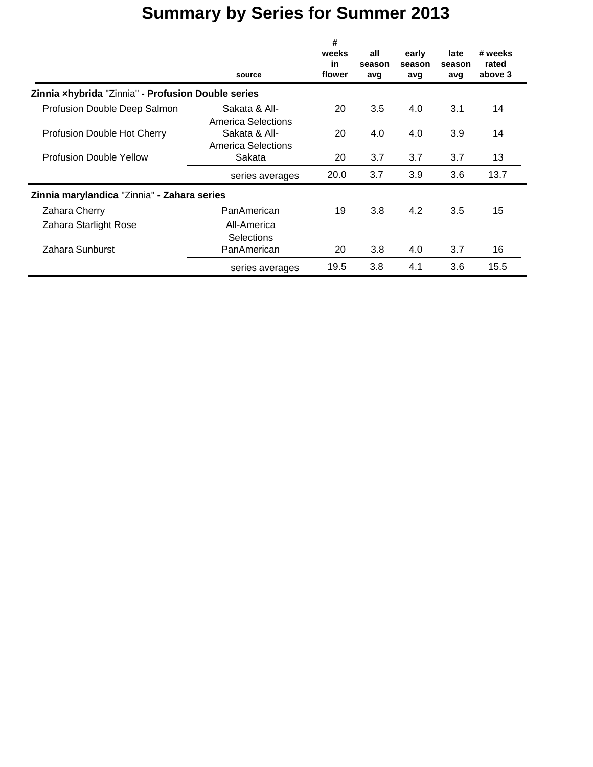# Summary by Series for Summer 2013

| | source | # weeks in flower | all season avg | early season avg | late season avg | # weeks rated above 3 |
|---|---|---|---|---|---|---|
| **Zinnia ×hybrida** "Zinnia" **- Profusion Double series** | | | | | | |
| Profusion Double Deep Salmon | Sakata & All-America Selections | 20 | 3.5 | 4.0 | 3.1 | 14 |
| Profusion Double Hot Cherry | Sakata & All-America Selections | 20 | 4.0 | 4.0 | 3.9 | 14 |
| Profusion Double Yellow | Sakata | 20 | 3.7 | 3.7 | 3.7 | 13 |
| | series averages | 20.0 | 3.7 | 3.9 | 3.6 | 13.7 |
| **Zinnia marylandica** "Zinnia" **- Zahara series** | | | | | | |
| Zahara Cherry | PanAmerican | 19 | 3.8 | 4.2 | 3.5 | 15 |
| Zahara Starlight Rose | All-America Selections | | | | | |
| Zahara Sunburst | PanAmerican | 20 | 3.8 | 4.0 | 3.7 | 16 |
| | series averages | 19.5 | 3.8 | 4.1 | 3.6 | 15.5 |